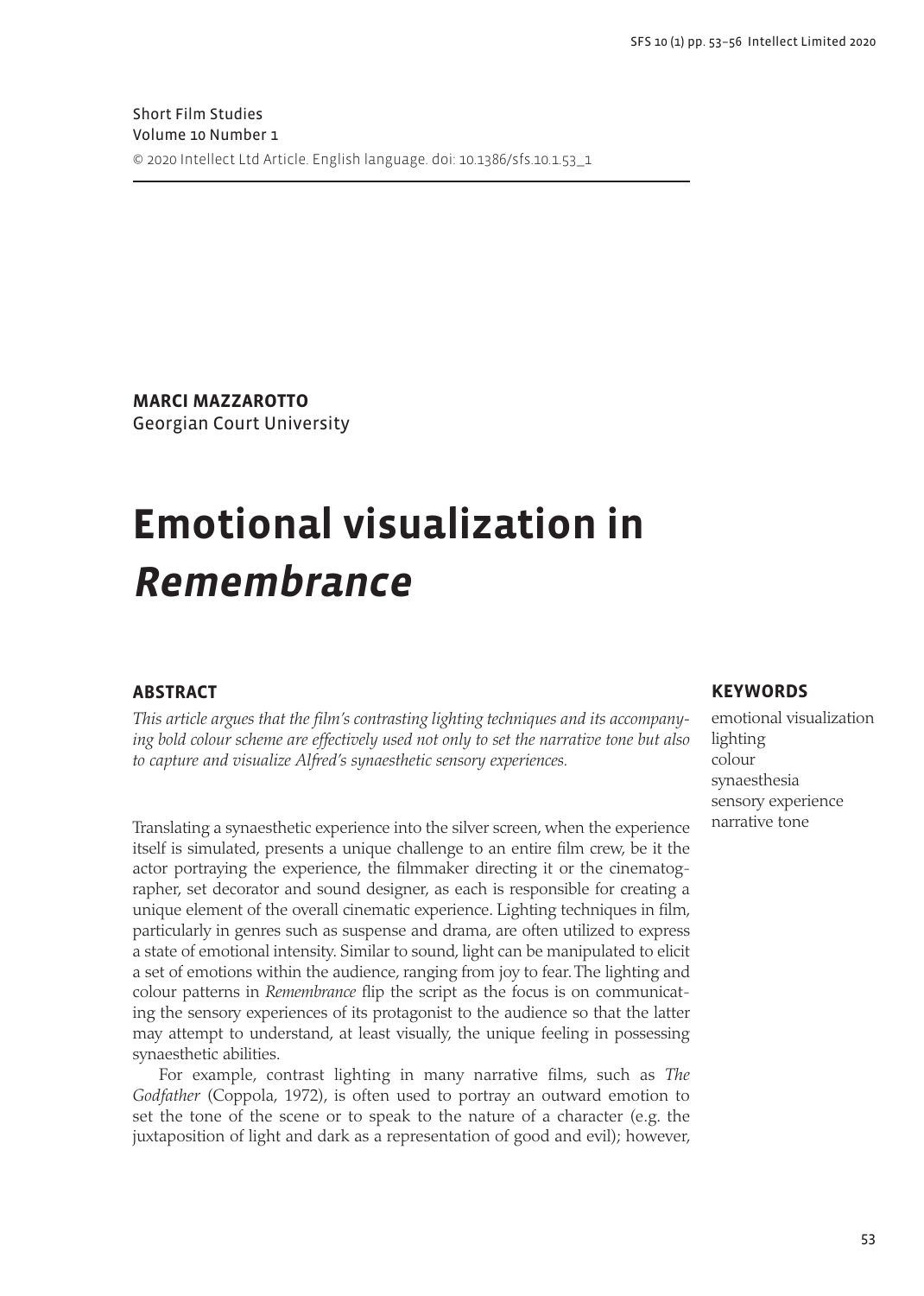Short Film Studies
Volume 10 Number 1
© 2020 Intellect Ltd Article. English language. doi: 10.1386/sfs.10.1.53_1

**MARCI MAZZAROTTO**
Georgian Court University

# Emotional visualization in *Remembrance*

## ABSTRACT

*This article argues that the film's contrasting lighting techniques and its accompanying bold colour scheme are effectively used not only to set the narrative tone but also to capture and visualize Alfred's synaesthetic sensory experiences.*

## KEYWORDS

emotional visualization
lighting
colour
synaesthesia
sensory experience
narrative tone

Translating a synaesthetic experience into the silver screen, when the experience itself is simulated, presents a unique challenge to an entire film crew, be it the actor portraying the experience, the filmmaker directing it or the cinematographer, set decorator and sound designer, as each is responsible for creating a unique element of the overall cinematic experience. Lighting techniques in film, particularly in genres such as suspense and drama, are often utilized to express a state of emotional intensity. Similar to sound, light can be manipulated to elicit a set of emotions within the audience, ranging from joy to fear. The lighting and colour patterns in *Remembrance* flip the script as the focus is on communicating the sensory experiences of its protagonist to the audience so that the latter may attempt to understand, at least visually, the unique feeling in possessing synaesthetic abilities.

For example, contrast lighting in many narrative films, such as *The Godfather* (Coppola, 1972), is often used to portray an outward emotion to set the tone of the scene or to speak to the nature of a character (e.g. the juxtaposition of light and dark as a representation of good and evil); however,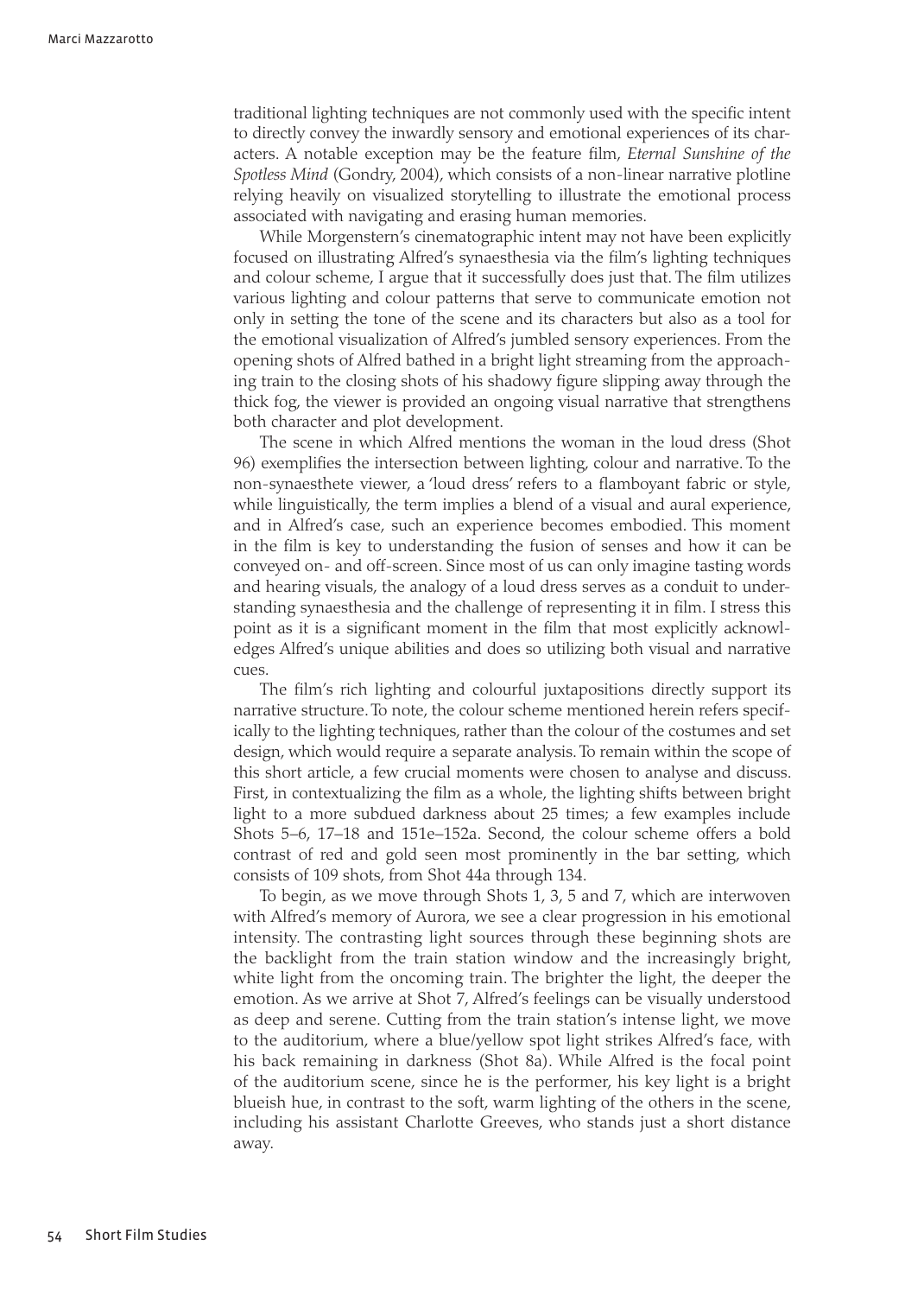traditional lighting techniques are not commonly used with the specific intent to directly convey the inwardly sensory and emotional experiences of its characters. A notable exception may be the feature film, *Eternal Sunshine of the Spotless Mind* (Gondry, 2004), which consists of a non-linear narrative plotline relying heavily on visualized storytelling to illustrate the emotional process associated with navigating and erasing human memories.

While Morgenstern's cinematographic intent may not have been explicitly focused on illustrating Alfred's synaesthesia via the film's lighting techniques and colour scheme, I argue that it successfully does just that. The film utilizes various lighting and colour patterns that serve to communicate emotion not only in setting the tone of the scene and its characters but also as a tool for the emotional visualization of Alfred's jumbled sensory experiences. From the opening shots of Alfred bathed in a bright light streaming from the approaching train to the closing shots of his shadowy figure slipping away through the thick fog, the viewer is provided an ongoing visual narrative that strengthens both character and plot development.

The scene in which Alfred mentions the woman in the loud dress (Shot 96) exemplifies the intersection between lighting, colour and narrative. To the non-synaesthete viewer, a 'loud dress' refers to a flamboyant fabric or style, while linguistically, the term implies a blend of a visual and aural experience, and in Alfred's case, such an experience becomes embodied. This moment in the film is key to understanding the fusion of senses and how it can be conveyed on- and off-screen. Since most of us can only imagine tasting words and hearing visuals, the analogy of a loud dress serves as a conduit to understanding synaesthesia and the challenge of representing it in film. I stress this point as it is a significant moment in the film that most explicitly acknowledges Alfred's unique abilities and does so utilizing both visual and narrative cues.

The film's rich lighting and colourful juxtapositions directly support its narrative structure. To note, the colour scheme mentioned herein refers specifically to the lighting techniques, rather than the colour of the costumes and set design, which would require a separate analysis. To remain within the scope of this short article, a few crucial moments were chosen to analyse and discuss. First, in contextualizing the film as a whole, the lighting shifts between bright light to a more subdued darkness about 25 times; a few examples include Shots 5–6, 17–18 and 151e–152a. Second, the colour scheme offers a bold contrast of red and gold seen most prominently in the bar setting, which consists of 109 shots, from Shot 44a through 134.

To begin, as we move through Shots 1, 3, 5 and 7, which are interwoven with Alfred's memory of Aurora, we see a clear progression in his emotional intensity. The contrasting light sources through these beginning shots are the backlight from the train station window and the increasingly bright, white light from the oncoming train. The brighter the light, the deeper the emotion. As we arrive at Shot 7, Alfred's feelings can be visually understood as deep and serene. Cutting from the train station's intense light, we move to the auditorium, where a blue/yellow spot light strikes Alfred's face, with his back remaining in darkness (Shot 8a). While Alfred is the focal point of the auditorium scene, since he is the performer, his key light is a bright blueish hue, in contrast to the soft, warm lighting of the others in the scene, including his assistant Charlotte Greeves, who stands just a short distance away.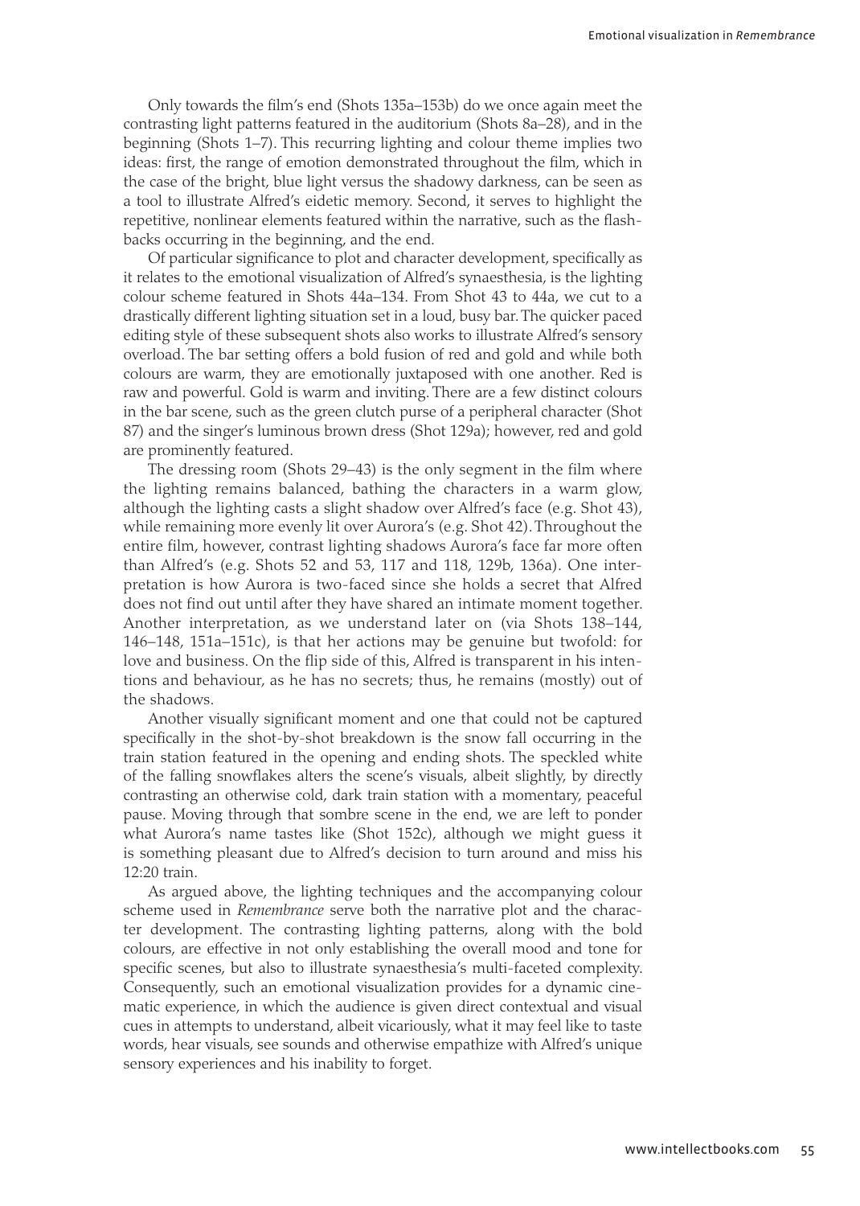Only towards the film's end (Shots 135a–153b) do we once again meet the contrasting light patterns featured in the auditorium (Shots 8a–28), and in the beginning (Shots 1–7). This recurring lighting and colour theme implies two ideas: first, the range of emotion demonstrated throughout the film, which in the case of the bright, blue light versus the shadowy darkness, can be seen as a tool to illustrate Alfred's eidetic memory. Second, it serves to highlight the repetitive, nonlinear elements featured within the narrative, such as the flashbacks occurring in the beginning, and the end.

Of particular significance to plot and character development, specifically as it relates to the emotional visualization of Alfred's synaesthesia, is the lighting colour scheme featured in Shots 44a–134. From Shot 43 to 44a, we cut to a drastically different lighting situation set in a loud, busy bar. The quicker paced editing style of these subsequent shots also works to illustrate Alfred's sensory overload. The bar setting offers a bold fusion of red and gold and while both colours are warm, they are emotionally juxtaposed with one another. Red is raw and powerful. Gold is warm and inviting. There are a few distinct colours in the bar scene, such as the green clutch purse of a peripheral character (Shot 87) and the singer's luminous brown dress (Shot 129a); however, red and gold are prominently featured.

The dressing room (Shots 29–43) is the only segment in the film where the lighting remains balanced, bathing the characters in a warm glow, although the lighting casts a slight shadow over Alfred's face (e.g. Shot 43), while remaining more evenly lit over Aurora's (e.g. Shot 42). Throughout the entire film, however, contrast lighting shadows Aurora's face far more often than Alfred's (e.g. Shots 52 and 53, 117 and 118, 129b, 136a). One interpretation is how Aurora is two-faced since she holds a secret that Alfred does not find out until after they have shared an intimate moment together. Another interpretation, as we understand later on (via Shots 138–144, 146–148, 151a–151c), is that her actions may be genuine but twofold: for love and business. On the flip side of this, Alfred is transparent in his intentions and behaviour, as he has no secrets; thus, he remains (mostly) out of the shadows.

Another visually significant moment and one that could not be captured specifically in the shot-by-shot breakdown is the snow fall occurring in the train station featured in the opening and ending shots. The speckled white of the falling snowflakes alters the scene's visuals, albeit slightly, by directly contrasting an otherwise cold, dark train station with a momentary, peaceful pause. Moving through that sombre scene in the end, we are left to ponder what Aurora's name tastes like (Shot 152c), although we might guess it is something pleasant due to Alfred's decision to turn around and miss his 12:20 train.

As argued above, the lighting techniques and the accompanying colour scheme used in *Remembrance* serve both the narrative plot and the character development. The contrasting lighting patterns, along with the bold colours, are effective in not only establishing the overall mood and tone for specific scenes, but also to illustrate synaesthesia's multi-faceted complexity. Consequently, such an emotional visualization provides for a dynamic cinematic experience, in which the audience is given direct contextual and visual cues in attempts to understand, albeit vicariously, what it may feel like to taste words, hear visuals, see sounds and otherwise empathize with Alfred's unique sensory experiences and his inability to forget.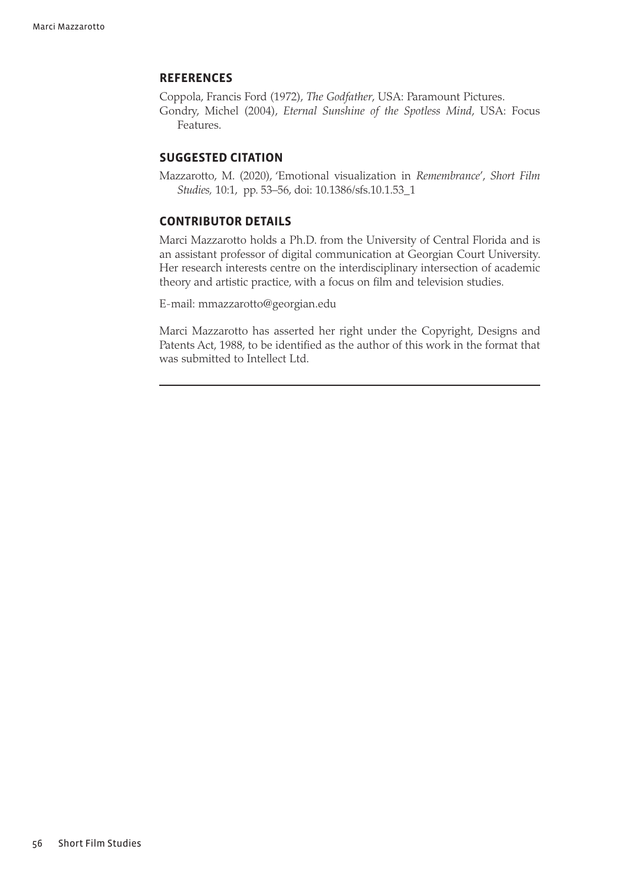## REFERENCES

Coppola, Francis Ford (1972), *The Godfather*, USA: Paramount Pictures.

Gondry, Michel (2004), *Eternal Sunshine of the Spotless Mind*, USA: Focus Features.

## SUGGESTED CITATION

Mazzarotto, M. (2020), 'Emotional visualization in *Remembrance*', *Short Film Studies,* 10:1, pp. 53–56, doi: 10.1386/sfs.10.1.53_1

## CONTRIBUTOR DETAILS

Marci Mazzarotto holds a Ph.D. from the University of Central Florida and is an assistant professor of digital communication at Georgian Court University. Her research interests centre on the interdisciplinary intersection of academic theory and artistic practice, with a focus on film and television studies.

E-mail: mmazzarotto@georgian.edu

Marci Mazzarotto has asserted her right under the Copyright, Designs and Patents Act, 1988, to be identified as the author of this work in the format that was submitted to Intellect Ltd.